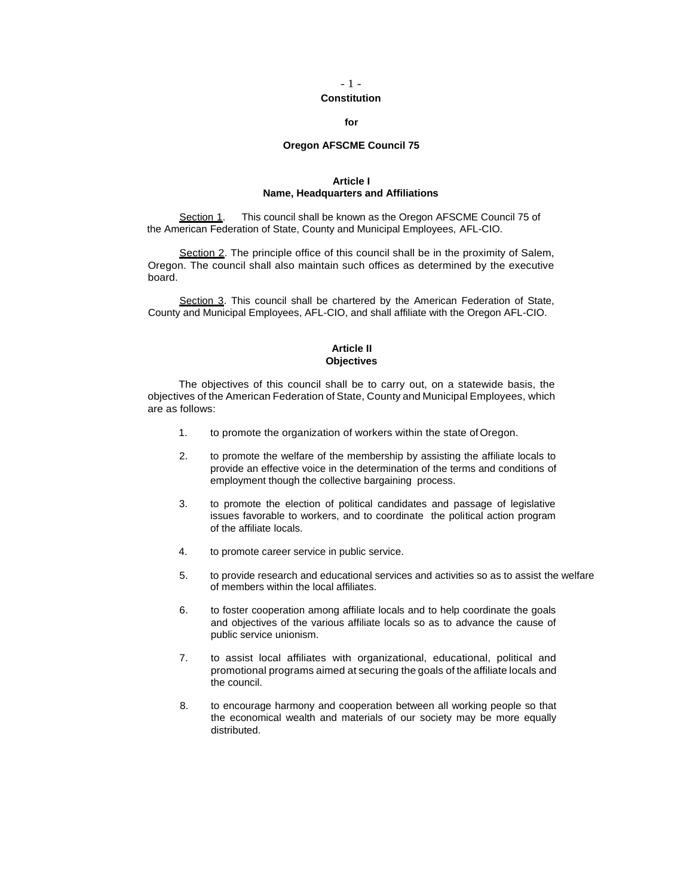# Constitution

## for

## Oregon AFSCME Council 75

### Article I
### Name, Headquarters and Affiliations

Section 1. This council shall be known as the Oregon AFSCME Council 75 of the American Federation of State, County and Municipal Employees, AFL-CIO.

Section 2. The principle office of this council shall be in the proximity of Salem, Oregon. The council shall also maintain such offices as determined by the executive board.

Section 3. This council shall be chartered by the American Federation of State, County and Municipal Employees, AFL-CIO, and shall affiliate with the Oregon AFL-CIO.

### Article II
### Objectives

The objectives of this council shall be to carry out, on a statewide basis, the objectives of the American Federation of State, County and Municipal Employees, which are as follows:

1. to promote the organization of workers within the state of Oregon.

2. to promote the welfare of the membership by assisting the affiliate locals to provide an effective voice in the determination of the terms and conditions of employment though the collective bargaining process.

3. to promote the election of political candidates and passage of legislative issues favorable to workers, and to coordinate the political action program of the affiliate locals.

4. to promote career service in public service.

5. to provide research and educational services and activities so as to assist the welfare of members within the local affiliates.

6. to foster cooperation among affiliate locals and to help coordinate the goals and objectives of the various affiliate locals so as to advance the cause of public service unionism.

7. to assist local affiliates with organizational, educational, political and promotional programs aimed at securing the goals of the affiliate locals and the council.

8. to encourage harmony and cooperation between all working people so that the economical wealth and materials of our society may be more equally distributed.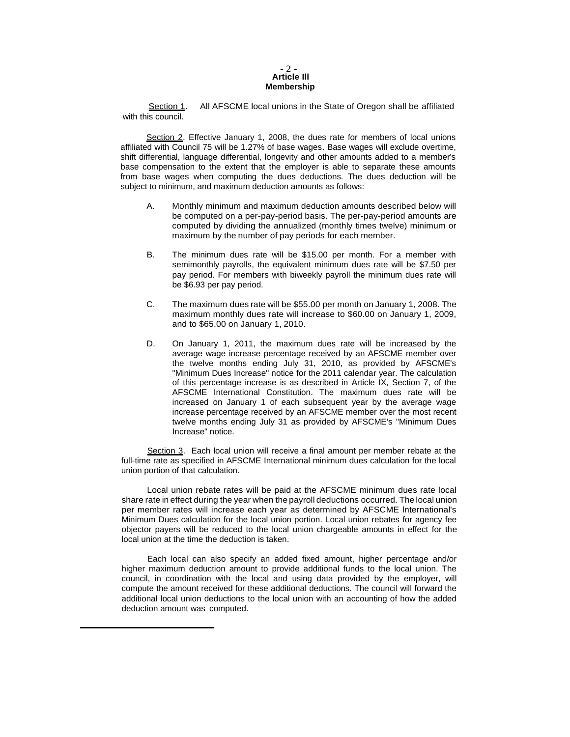## Article III
## Membership

Section 1. All AFSCME local unions in the State of Oregon shall be affiliated with this council.

Section 2. Effective January 1, 2008, the dues rate for members of local unions affiliated with Council 75 will be 1.27% of base wages. Base wages will exclude overtime, shift differential, language differential, longevity and other amounts added to a member's base compensation to the extent that the employer is able to separate these amounts from base wages when computing the dues deductions. The dues deduction will be subject to minimum, and maximum deduction amounts as follows:

A. Monthly minimum and maximum deduction amounts described below will be computed on a per-pay-period basis. The per-pay-period amounts are computed by dividing the annualized (monthly times twelve) minimum or maximum by the number of pay periods for each member.

B. The minimum dues rate will be $15.00 per month. For a member with semimonthly payrolls, the equivalent minimum dues rate will be $7.50 per pay period. For members with biweekly payroll the minimum dues rate will be $6.93 per pay period.

C. The maximum dues rate will be $55.00 per month on January 1, 2008. The maximum monthly dues rate will increase to $60.00 on January 1, 2009, and to $65.00 on January 1, 2010.

D. On January 1, 2011, the maximum dues rate will be increased by the average wage increase percentage received by an AFSCME member over the twelve months ending July 31, 2010, as provided by AFSCME's "Minimum Dues Increase" notice for the 2011 calendar year. The calculation of this percentage increase is as described in Article IX, Section 7, of the AFSCME International Constitution. The maximum dues rate will be increased on January 1 of each subsequent year by the average wage increase percentage received by an AFSCME member over the most recent twelve months ending July 31 as provided by AFSCME's "Minimum Dues Increase" notice.

Section 3. Each local union will receive a final amount per member rebate at the full-time rate as specified in AFSCME International minimum dues calculation for the local union portion of that calculation.

Local union rebate rates will be paid at the AFSCME minimum dues rate local share rate in effect during the year when the payroll deductions occurred. The local union per member rates will increase each year as determined by AFSCME International's Minimum Dues calculation for the local union portion. Local union rebates for agency fee objector payers will be reduced to the local union chargeable amounts in effect for the local union at the time the deduction is taken.

Each local can also specify an added fixed amount, higher percentage and/or higher maximum deduction amount to provide additional funds to the local union. The council, in coordination with the local and using data provided by the employer, will compute the amount received for these additional deductions. The council will forward the additional local union deductions to the local union with an accounting of how the added deduction amount was computed.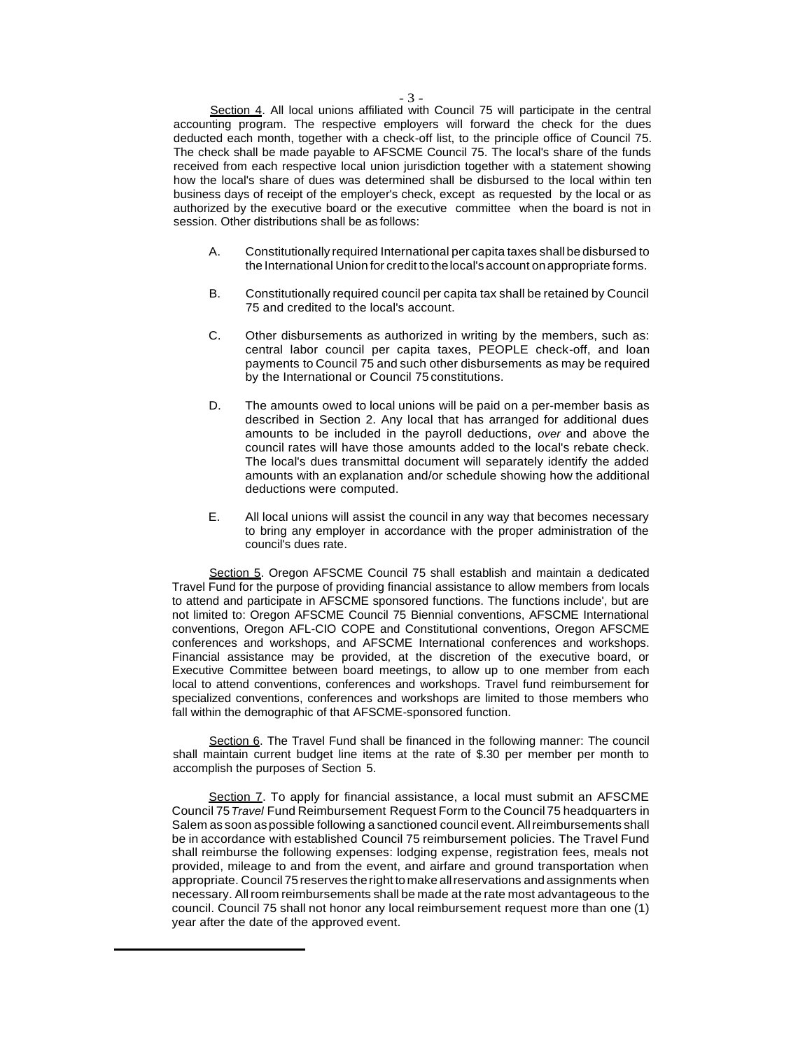Section 4. All local unions affiliated with Council 75 will participate in the central accounting program. The respective employers will forward the check for the dues deducted each month, together with a check-off list, to the principle office of Council 75. The check shall be made payable to AFSCME Council 75. The local's share of the funds received from each respective local union jurisdiction together with a statement showing how the local's share of dues was determined shall be disbursed to the local within ten business days of receipt of the employer's check, except as requested by the local or as authorized by the executive board or the executive committee when the board is not in session. Other distributions shall be as follows:

A. Constitutionally required International per capita taxes shall be disbursed to the International Union for credit to the local's account on appropriate forms.

B. Constitutionally required council per capita tax shall be retained by Council 75 and credited to the local's account.

C. Other disbursements as authorized in writing by the members, such as: central labor council per capita taxes, PEOPLE check-off, and loan payments to Council 75 and such other disbursements as may be required by the International or Council 75 constitutions.

D. The amounts owed to local unions will be paid on a per-member basis as described in Section 2. Any local that has arranged for additional dues amounts to be included in the payroll deductions, *over* and above the council rates will have those amounts added to the local's rebate check. The local's dues transmittal document will separately identify the added amounts with an explanation and/or schedule showing how the additional deductions were computed.

E. All local unions will assist the council in any way that becomes necessary to bring any employer in accordance with the proper administration of the council's dues rate.

Section 5. Oregon AFSCME Council 75 shall establish and maintain a dedicated Travel Fund for the purpose of providing financial assistance to allow members from locals to attend and participate in AFSCME sponsored functions. The functions include', but are not limited to: Oregon AFSCME Council 75 Biennial conventions, AFSCME International conventions, Oregon AFL-CIO COPE and Constitutional conventions, Oregon AFSCME conferences and workshops, and AFSCME International conferences and workshops. Financial assistance may be provided, at the discretion of the executive board, or Executive Committee between board meetings, to allow up to one member from each local to attend conventions, conferences and workshops. Travel fund reimbursement for specialized conventions, conferences and workshops are limited to those members who fall within the demographic of that AFSCME-sponsored function.

Section 6. The Travel Fund shall be financed in the following manner: The council shall maintain current budget line items at the rate of $.30 per member per month to accomplish the purposes of Section 5.

Section 7. To apply for financial assistance, a local must submit an AFSCME Council 75 *Travel* Fund Reimbursement Request Form to the Council 75 headquarters in Salem as soon as possible following a sanctioned council event. All reimbursements shall be in accordance with established Council 75 reimbursement policies. The Travel Fund shall reimburse the following expenses: lodging expense, registration fees, meals not provided, mileage to and from the event, and airfare and ground transportation when appropriate. Council 75 reserves the right to make all reservations and assignments when necessary. All room reimbursements shall be made at the rate most advantageous to the council. Council 75 shall not honor any local reimbursement request more than one (1) year after the date of the approved event.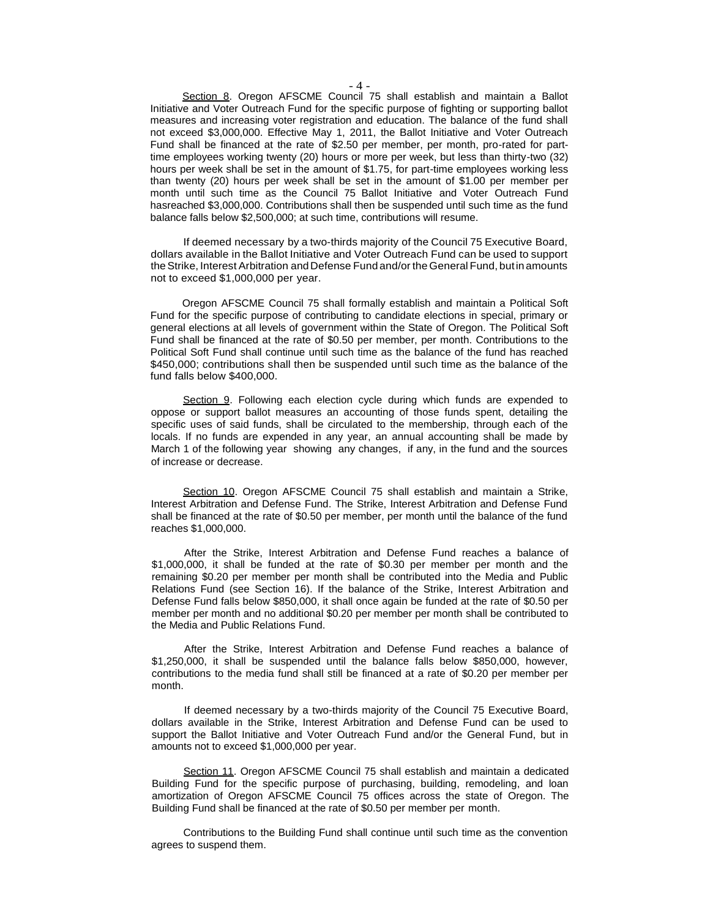Section 8. Oregon AFSCME Council 75 shall establish and maintain a Ballot Initiative and Voter Outreach Fund for the specific purpose of fighting or supporting ballot measures and increasing voter registration and education. The balance of the fund shall not exceed $3,000,000. Effective May 1, 2011, the Ballot Initiative and Voter Outreach Fund shall be financed at the rate of $2.50 per member, per month, pro-rated for part-time employees working twenty (20) hours or more per week, but less than thirty-two (32) hours per week shall be set in the amount of $1.75, for part-time employees working less than twenty (20) hours per week shall be set in the amount of $1.00 per member per month until such time as the Council 75 Ballot Initiative and Voter Outreach Fund hasreached $3,000,000. Contributions shall then be suspended until such time as the fund balance falls below $2,500,000; at such time, contributions will resume.

If deemed necessary by a two-thirds majority of the Council 75 Executive Board, dollars available in the Ballot Initiative and Voter Outreach Fund can be used to support the Strike, Interest Arbitration and Defense Fund and/or the General Fund, but in amounts not to exceed $1,000,000 per year.

Oregon AFSCME Council 75 shall formally establish and maintain a Political Soft Fund for the specific purpose of contributing to candidate elections in special, primary or general elections at all levels of government within the State of Oregon. The Political Soft Fund shall be financed at the rate of $0.50 per member, per month. Contributions to the Political Soft Fund shall continue until such time as the balance of the fund has reached $450,000; contributions shall then be suspended until such time as the balance of the fund falls below $400,000.

Section 9. Following each election cycle during which funds are expended to oppose or support ballot measures an accounting of those funds spent, detailing the specific uses of said funds, shall be circulated to the membership, through each of the locals. If no funds are expended in any year, an annual accounting shall be made by March 1 of the following year showing any changes, if any, in the fund and the sources of increase or decrease.

Section 10. Oregon AFSCME Council 75 shall establish and maintain a Strike, Interest Arbitration and Defense Fund. The Strike, Interest Arbitration and Defense Fund shall be financed at the rate of $0.50 per member, per month until the balance of the fund reaches $1,000,000.

After the Strike, Interest Arbitration and Defense Fund reaches a balance of $1,000,000, it shall be funded at the rate of $0.30 per member per month and the remaining $0.20 per member per month shall be contributed into the Media and Public Relations Fund (see Section 16). If the balance of the Strike, Interest Arbitration and Defense Fund falls below $850,000, it shall once again be funded at the rate of $0.50 per member per month and no additional $0.20 per member per month shall be contributed to the Media and Public Relations Fund.

After the Strike, Interest Arbitration and Defense Fund reaches a balance of $1,250,000, it shall be suspended until the balance falls below $850,000, however, contributions to the media fund shall still be financed at a rate of $0.20 per member per month.

If deemed necessary by a two-thirds majority of the Council 75 Executive Board, dollars available in the Strike, Interest Arbitration and Defense Fund can be used to support the Ballot Initiative and Voter Outreach Fund and/or the General Fund, but in amounts not to exceed $1,000,000 per year.

Section 11. Oregon AFSCME Council 75 shall establish and maintain a dedicated Building Fund for the specific purpose of purchasing, building, remodeling, and loan amortization of Oregon AFSCME Council 75 offices across the state of Oregon. The Building Fund shall be financed at the rate of $0.50 per member per month.

Contributions to the Building Fund shall continue until such time as the convention agrees to suspend them.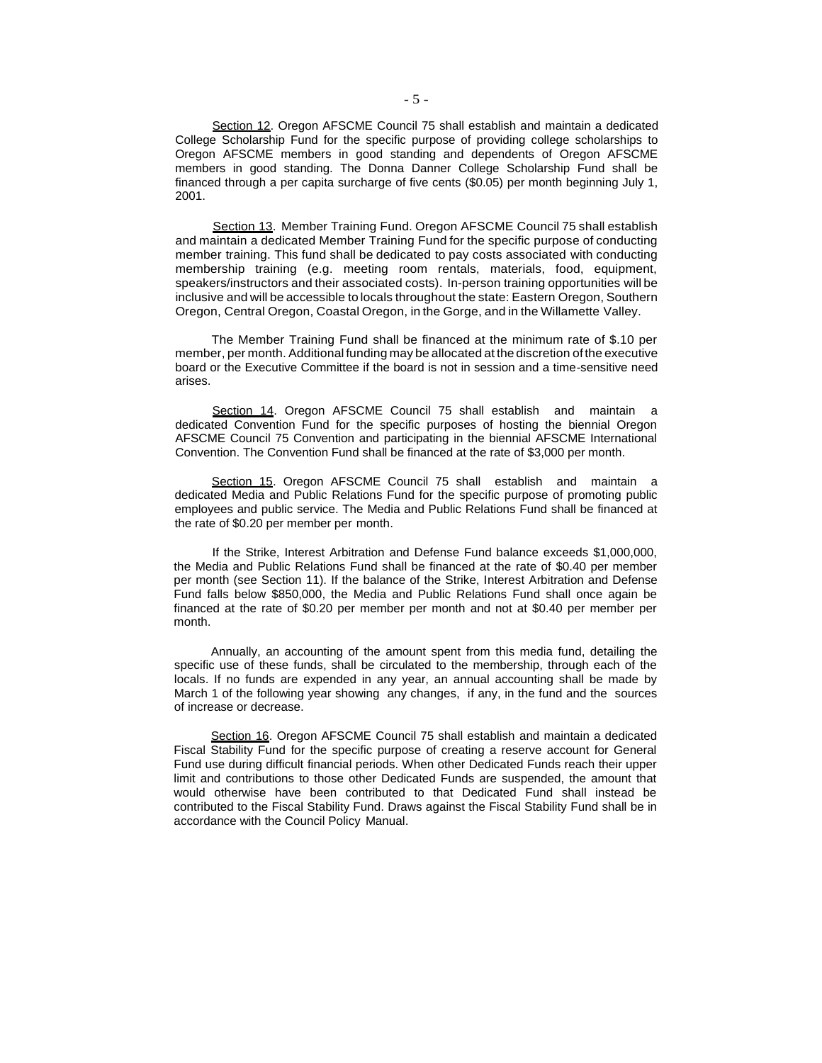<u>Section 12</u>. Oregon AFSCME Council 75 shall establish and maintain a dedicated College Scholarship Fund for the specific purpose of providing college scholarships to Oregon AFSCME members in good standing and dependents of Oregon AFSCME members in good standing. The Donna Danner College Scholarship Fund shall be financed through a per capita surcharge of five cents ($0.05) per month beginning July 1, 2001.

<u>Section 13</u>. Member Training Fund. Oregon AFSCME Council 75 shall establish and maintain a dedicated Member Training Fund for the specific purpose of conducting member training. This fund shall be dedicated to pay costs associated with conducting membership training (e.g. meeting room rentals, materials, food, equipment, speakers/instructors and their associated costs). In-person training opportunities will be inclusive and will be accessible to locals throughout the state: Eastern Oregon, Southern Oregon, Central Oregon, Coastal Oregon, in the Gorge, and in the Willamette Valley.

The Member Training Fund shall be financed at the minimum rate of $.10 per member, per month. Additional funding may be allocated at the discretion of the executive board or the Executive Committee if the board is not in session and a time-sensitive need arises.

<u>Section 14</u>. Oregon AFSCME Council 75 shall establish and maintain a dedicated Convention Fund for the specific purposes of hosting the biennial Oregon AFSCME Council 75 Convention and participating in the biennial AFSCME International Convention. The Convention Fund shall be financed at the rate of $3,000 per month.

<u>Section 15</u>. Oregon AFSCME Council 75 shall establish and maintain a dedicated Media and Public Relations Fund for the specific purpose of promoting public employees and public service. The Media and Public Relations Fund shall be financed at the rate of $0.20 per member per month.

If the Strike, Interest Arbitration and Defense Fund balance exceeds $1,000,000, the Media and Public Relations Fund shall be financed at the rate of $0.40 per member per month (see Section 11). If the balance of the Strike, Interest Arbitration and Defense Fund falls below $850,000, the Media and Public Relations Fund shall once again be financed at the rate of $0.20 per member per month and not at $0.40 per member per month.

Annually, an accounting of the amount spent from this media fund, detailing the specific use of these funds, shall be circulated to the membership, through each of the locals. If no funds are expended in any year, an annual accounting shall be made by March 1 of the following year showing any changes, if any, in the fund and the sources of increase or decrease.

<u>Section 16</u>. Oregon AFSCME Council 75 shall establish and maintain a dedicated Fiscal Stability Fund for the specific purpose of creating a reserve account for General Fund use during difficult financial periods. When other Dedicated Funds reach their upper limit and contributions to those other Dedicated Funds are suspended, the amount that would otherwise have been contributed to that Dedicated Fund shall instead be contributed to the Fiscal Stability Fund. Draws against the Fiscal Stability Fund shall be in accordance with the Council Policy Manual.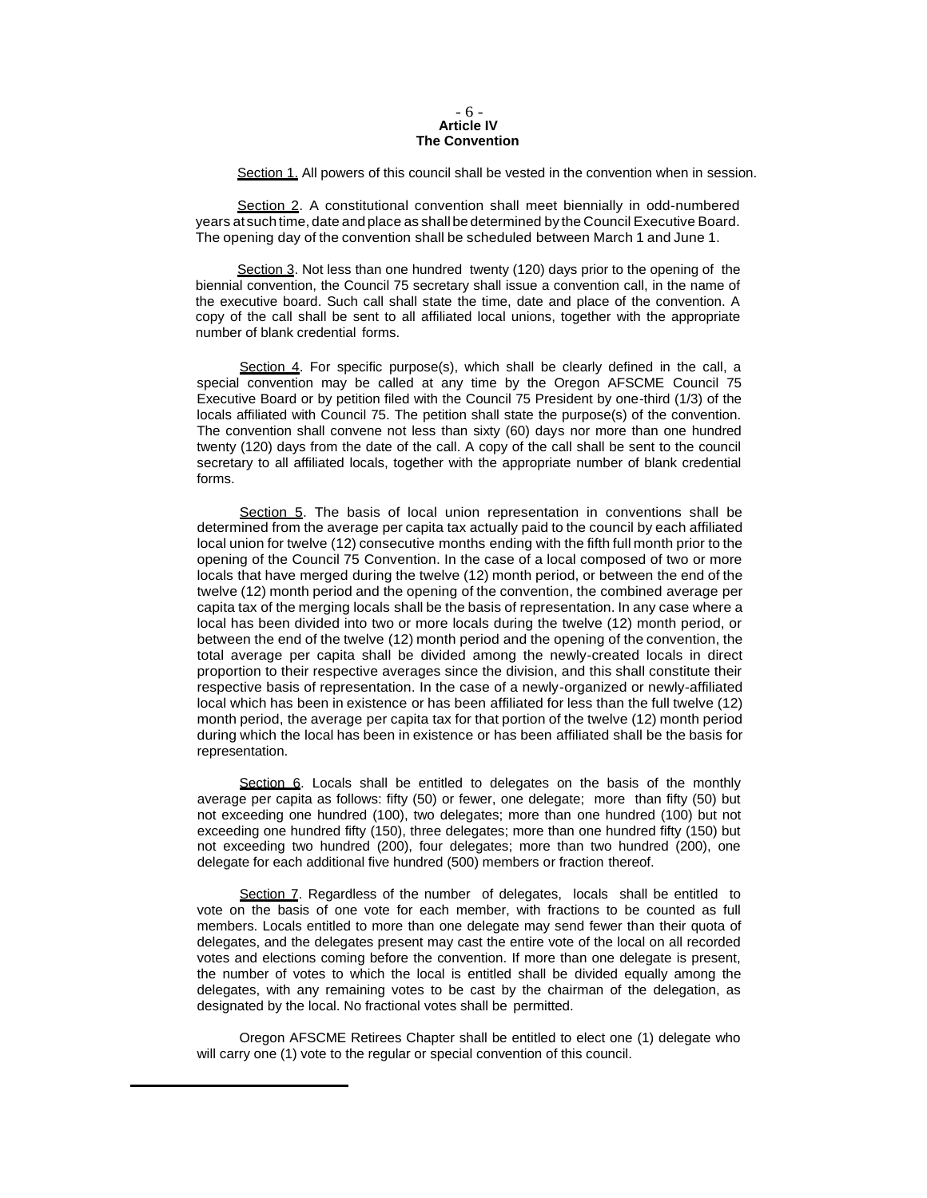## Article IV
## The Convention

<u>Section 1.</u> All powers of this council shall be vested in the convention when in session.

<u>Section 2</u>. A constitutional convention shall meet biennially in odd-numbered years at such time, date and place as shall be determined by the Council Executive Board. The opening day of the convention shall be scheduled between March 1 and June 1.

<u>Section 3</u>. Not less than one hundred twenty (120) days prior to the opening of the biennial convention, the Council 75 secretary shall issue a convention call, in the name of the executive board. Such call shall state the time, date and place of the convention. A copy of the call shall be sent to all affiliated local unions, together with the appropriate number of blank credential forms.

<u>Section 4</u>. For specific purpose(s), which shall be clearly defined in the call, a special convention may be called at any time by the Oregon AFSCME Council 75 Executive Board or by petition filed with the Council 75 President by one-third (1/3) of the locals affiliated with Council 75. The petition shall state the purpose(s) of the convention. The convention shall convene not less than sixty (60) days nor more than one hundred twenty (120) days from the date of the call. A copy of the call shall be sent to the council secretary to all affiliated locals, together with the appropriate number of blank credential forms.

<u>Section 5</u>. The basis of local union representation in conventions shall be determined from the average per capita tax actually paid to the council by each affiliated local union for twelve (12) consecutive months ending with the fifth full month prior to the opening of the Council 75 Convention. In the case of a local composed of two or more locals that have merged during the twelve (12) month period, or between the end of the twelve (12) month period and the opening of the convention, the combined average per capita tax of the merging locals shall be the basis of representation. In any case where a local has been divided into two or more locals during the twelve (12) month period, or between the end of the twelve (12) month period and the opening of the convention, the total average per capita shall be divided among the newly-created locals in direct proportion to their respective averages since the division, and this shall constitute their respective basis of representation. In the case of a newly-organized or newly-affiliated local which has been in existence or has been affiliated for less than the full twelve (12) month period, the average per capita tax for that portion of the twelve (12) month period during which the local has been in existence or has been affiliated shall be the basis for representation.

<u>Section 6</u>. Locals shall be entitled to delegates on the basis of the monthly average per capita as follows: fifty (50) or fewer, one delegate; more than fifty (50) but not exceeding one hundred (100), two delegates; more than one hundred (100) but not exceeding one hundred fifty (150), three delegates; more than one hundred fifty (150) but not exceeding two hundred (200), four delegates; more than two hundred (200), one delegate for each additional five hundred (500) members or fraction thereof.

<u>Section 7</u>. Regardless of the number of delegates, locals shall be entitled to vote on the basis of one vote for each member, with fractions to be counted as full members. Locals entitled to more than one delegate may send fewer than their quota of delegates, and the delegates present may cast the entire vote of the local on all recorded votes and elections coming before the convention. If more than one delegate is present, the number of votes to which the local is entitled shall be divided equally among the delegates, with any remaining votes to be cast by the chairman of the delegation, as designated by the local. No fractional votes shall be permitted.

Oregon AFSCME Retirees Chapter shall be entitled to elect one (1) delegate who will carry one (1) vote to the regular or special convention of this council.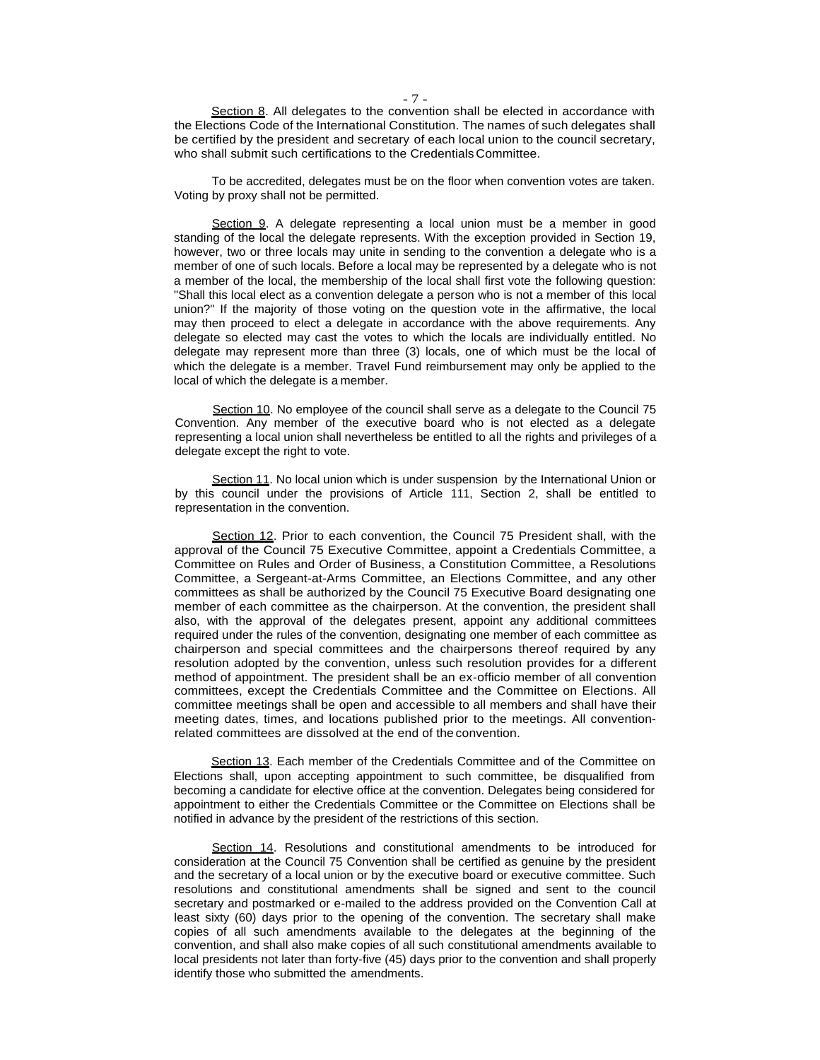Section 8. All delegates to the convention shall be elected in accordance with the Elections Code of the International Constitution. The names of such delegates shall be certified by the president and secretary of each local union to the council secretary, who shall submit such certifications to the Credentials Committee.

To be accredited, delegates must be on the floor when convention votes are taken. Voting by proxy shall not be permitted.

Section 9. A delegate representing a local union must be a member in good standing of the local the delegate represents. With the exception provided in Section 19, however, two or three locals may unite in sending to the convention a delegate who is a member of one of such locals. Before a local may be represented by a delegate who is not a member of the local, the membership of the local shall first vote the following question: "Shall this local elect as a convention delegate a person who is not a member of this local union?" If the majority of those voting on the question vote in the affirmative, the local may then proceed to elect a delegate in accordance with the above requirements. Any delegate so elected may cast the votes to which the locals are individually entitled. No delegate may represent more than three (3) locals, one of which must be the local of which the delegate is a member. Travel Fund reimbursement may only be applied to the local of which the delegate is a member.

Section 10. No employee of the council shall serve as a delegate to the Council 75 Convention. Any member of the executive board who is not elected as a delegate representing a local union shall nevertheless be entitled to all the rights and privileges of a delegate except the right to vote.

Section 11. No local union which is under suspension by the International Union or by this council under the provisions of Article 111, Section 2, shall be entitled to representation in the convention.

Section 12. Prior to each convention, the Council 75 President shall, with the approval of the Council 75 Executive Committee, appoint a Credentials Committee, a Committee on Rules and Order of Business, a Constitution Committee, a Resolutions Committee, a Sergeant-at-Arms Committee, an Elections Committee, and any other committees as shall be authorized by the Council 75 Executive Board designating one member of each committee as the chairperson. At the convention, the president shall also, with the approval of the delegates present, appoint any additional committees required under the rules of the convention, designating one member of each committee as chairperson and special committees and the chairpersons thereof required by any resolution adopted by the convention, unless such resolution provides for a different method of appointment. The president shall be an ex-officio member of all convention committees, except the Credentials Committee and the Committee on Elections. All committee meetings shall be open and accessible to all members and shall have their meeting dates, times, and locations published prior to the meetings. All convention-related committees are dissolved at the end of the convention.

Section 13. Each member of the Credentials Committee and of the Committee on Elections shall, upon accepting appointment to such committee, be disqualified from becoming a candidate for elective office at the convention. Delegates being considered for appointment to either the Credentials Committee or the Committee on Elections shall be notified in advance by the president of the restrictions of this section.

Section 14. Resolutions and constitutional amendments to be introduced for consideration at the Council 75 Convention shall be certified as genuine by the president and the secretary of a local union or by the executive board or executive committee. Such resolutions and constitutional amendments shall be signed and sent to the council secretary and postmarked or e-mailed to the address provided on the Convention Call at least sixty (60) days prior to the opening of the convention. The secretary shall make copies of all such amendments available to the delegates at the beginning of the convention, and shall also make copies of all such constitutional amendments available to local presidents not later than forty-five (45) days prior to the convention and shall properly identify those who submitted the amendments.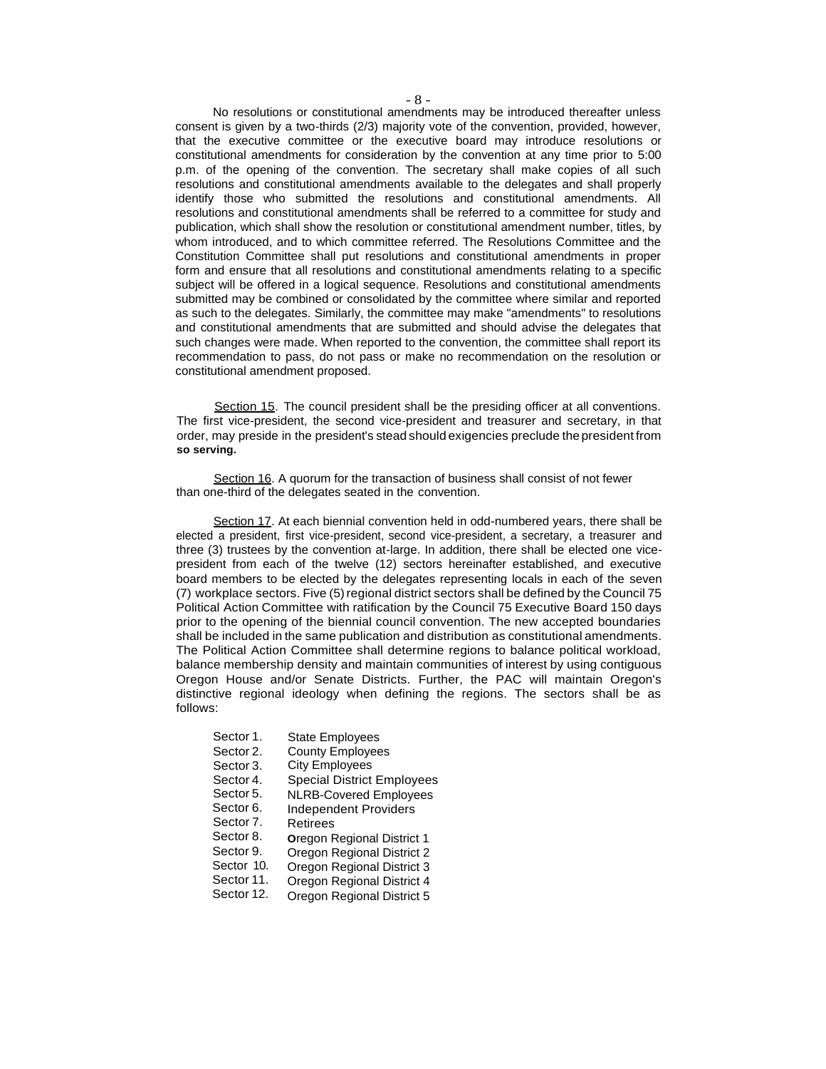No resolutions or constitutional amendments may be introduced thereafter unless consent is given by a two-thirds (2/3) majority vote of the convention, provided, however, that the executive committee or the executive board may introduce resolutions or constitutional amendments for consideration by the convention at any time prior to 5:00 p.m. of the opening of the convention. The secretary shall make copies of all such resolutions and constitutional amendments available to the delegates and shall properly identify those who submitted the resolutions and constitutional amendments. All resolutions and constitutional amendments shall be referred to a committee for study and publication, which shall show the resolution or constitutional amendment number, titles, by whom introduced, and to which committee referred. The Resolutions Committee and the Constitution Committee shall put resolutions and constitutional amendments in proper form and ensure that all resolutions and constitutional amendments relating to a specific subject will be offered in a logical sequence. Resolutions and constitutional amendments submitted may be combined or consolidated by the committee where similar and reported as such to the delegates. Similarly, the committee may make "amendments" to resolutions and constitutional amendments that are submitted and should advise the delegates that such changes were made. When reported to the convention, the committee shall report its recommendation to pass, do not pass or make no recommendation on the resolution or constitutional amendment proposed.

Section 15. The council president shall be the presiding officer at all conventions. The first vice-president, the second vice-president and treasurer and secretary, in that order, may preside in the president's stead should exigencies preclude the president from so serving.

Section 16. A quorum for the transaction of business shall consist of not fewer than one-third of the delegates seated in the convention.

Section 17. At each biennial convention held in odd-numbered years, there shall be elected a president, first vice-president, second vice-president, a secretary, a treasurer and three (3) trustees by the convention at-large. In addition, there shall be elected one vice-president from each of the twelve (12) sectors hereinafter established, and executive board members to be elected by the delegates representing locals in each of the seven (7) workplace sectors. Five (5) regional district sectors shall be defined by the Council 75 Political Action Committee with ratification by the Council 75 Executive Board 150 days prior to the opening of the biennial council convention. The new accepted boundaries shall be included in the same publication and distribution as constitutional amendments. The Political Action Committee shall determine regions to balance political workload, balance membership density and maintain communities of interest by using contiguous Oregon House and/or Senate Districts. Further, the PAC will maintain Oregon's distinctive regional ideology when defining the regions. The sectors shall be as follows:

- Sector 1. State Employees
- Sector 2. County Employees
- Sector 3. City Employees
- Sector 4. Special District Employees
- Sector 5. NLRB-Covered Employees
- Sector 6. Independent Providers
- Sector 7. Retirees
- Sector 8. Oregon Regional District 1
- Sector 9. Oregon Regional District 2
- Sector 10. Oregon Regional District 3
- Sector 11. Oregon Regional District 4
- Sector 12. Oregon Regional District 5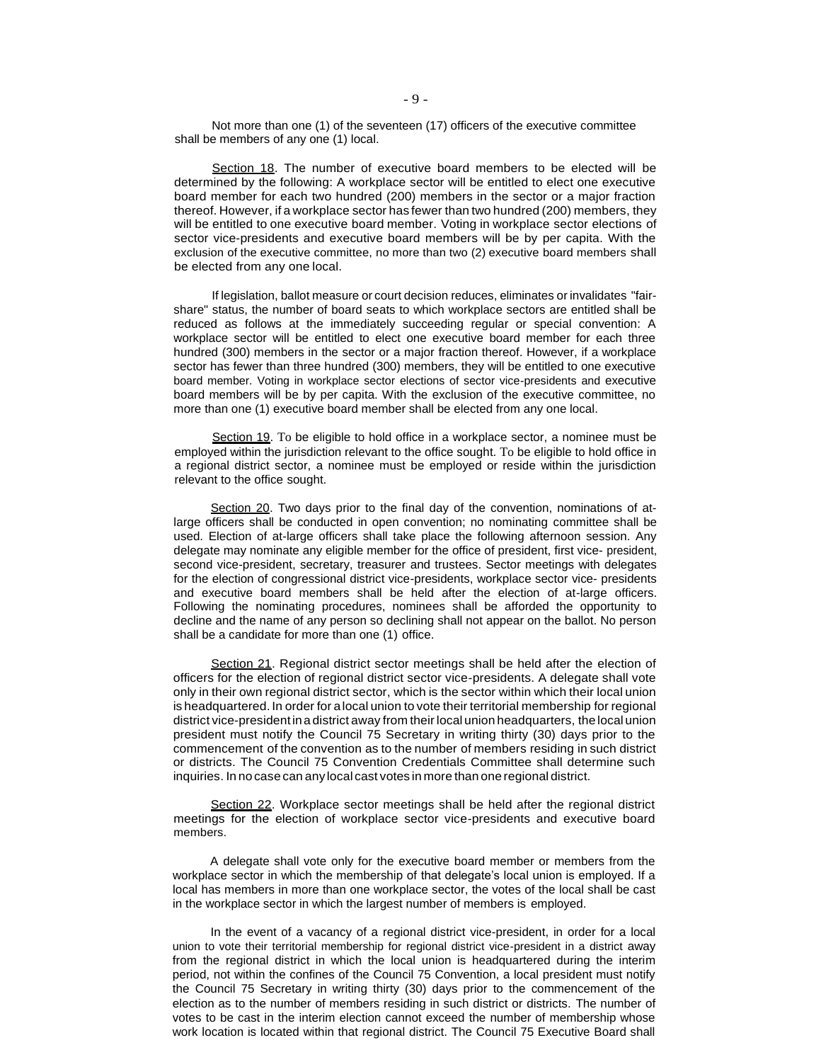Not more than one (1) of the seventeen (17) officers of the executive committee shall be members of any one (1) local.

Section 18. The number of executive board members to be elected will be determined by the following: A workplace sector will be entitled to elect one executive board member for each two hundred (200) members in the sector or a major fraction thereof. However, if a workplace sector has fewer than two hundred (200) members, they will be entitled to one executive board member. Voting in workplace sector elections of sector vice-presidents and executive board members will be by per capita. With the exclusion of the executive committee, no more than two (2) executive board members shall be elected from any one local.

If legislation, ballot measure or court decision reduces, eliminates or invalidates "fair-share" status, the number of board seats to which workplace sectors are entitled shall be reduced as follows at the immediately succeeding regular or special convention: A workplace sector will be entitled to elect one executive board member for each three hundred (300) members in the sector or a major fraction thereof. However, if a workplace sector has fewer than three hundred (300) members, they will be entitled to one executive board member. Voting in workplace sector elections of sector vice-presidents and executive board members will be by per capita. With the exclusion of the executive committee, no more than one (1) executive board member shall be elected from any one local.

Section 19. To be eligible to hold office in a workplace sector, a nominee must be employed within the jurisdiction relevant to the office sought. To be eligible to hold office in a regional district sector, a nominee must be employed or reside within the jurisdiction relevant to the office sought.

Section 20. Two days prior to the final day of the convention, nominations of at-large officers shall be conducted in open convention; no nominating committee shall be used. Election of at-large officers shall take place the following afternoon session. Any delegate may nominate any eligible member for the office of president, first vice- president, second vice-president, secretary, treasurer and trustees. Sector meetings with delegates for the election of congressional district vice-presidents, workplace sector vice- presidents and executive board members shall be held after the election of at-large officers. Following the nominating procedures, nominees shall be afforded the opportunity to decline and the name of any person so declining shall not appear on the ballot. No person shall be a candidate for more than one (1) office.

Section 21. Regional district sector meetings shall be held after the election of officers for the election of regional district sector vice-presidents. A delegate shall vote only in their own regional district sector, which is the sector within which their local union is headquartered. In order for a local union to vote their territorial membership for regional district vice-president in a district away from their local union headquarters, the local union president must notify the Council 75 Secretary in writing thirty (30) days prior to the commencement of the convention as to the number of members residing in such district or districts. The Council 75 Convention Credentials Committee shall determine such inquiries. In no case can any local cast votes in more than one regional district.

Section 22. Workplace sector meetings shall be held after the regional district meetings for the election of workplace sector vice-presidents and executive board members.

A delegate shall vote only for the executive board member or members from the workplace sector in which the membership of that delegate's local union is employed. If a local has members in more than one workplace sector, the votes of the local shall be cast in the workplace sector in which the largest number of members is employed.

In the event of a vacancy of a regional district vice-president, in order for a local union to vote their territorial membership for regional district vice-president in a district away from the regional district in which the local union is headquartered during the interim period, not within the confines of the Council 75 Convention, a local president must notify the Council 75 Secretary in writing thirty (30) days prior to the commencement of the election as to the number of members residing in such district or districts. The number of votes to be cast in the interim election cannot exceed the number of membership whose work location is located within that regional district. The Council 75 Executive Board shall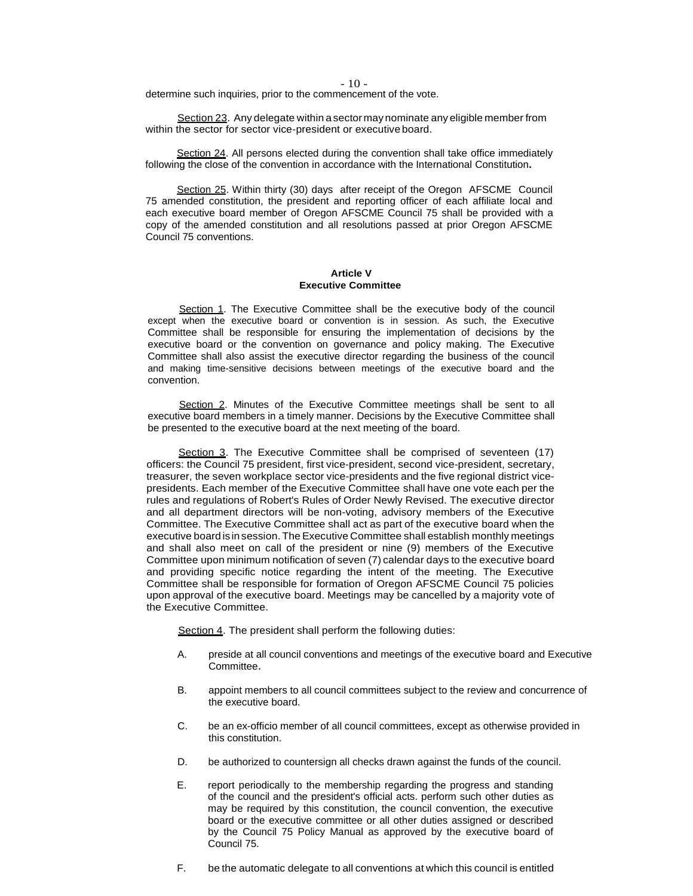determine such inquiries, prior to the commencement of the vote.

Section 23. Any delegate within a sector may nominate any eligible member from within the sector for sector vice-president or executive board.

Section 24. All persons elected during the convention shall take office immediately following the close of the convention in accordance with the International Constitution.

Section 25. Within thirty (30) days after receipt of the Oregon AFSCME Council 75 amended constitution, the president and reporting officer of each affiliate local and each executive board member of Oregon AFSCME Council 75 shall be provided with a copy of the amended constitution and all resolutions passed at prior Oregon AFSCME Council 75 conventions.

## Article V
## Executive Committee

Section 1. The Executive Committee shall be the executive body of the council except when the executive board or convention is in session. As such, the Executive Committee shall be responsible for ensuring the implementation of decisions by the executive board or the convention on governance and policy making. The Executive Committee shall also assist the executive director regarding the business of the council and making time-sensitive decisions between meetings of the executive board and the convention.

Section 2. Minutes of the Executive Committee meetings shall be sent to all executive board members in a timely manner. Decisions by the Executive Committee shall be presented to the executive board at the next meeting of the board.

Section 3. The Executive Committee shall be comprised of seventeen (17) officers: the Council 75 president, first vice-president, second vice-president, secretary, treasurer, the seven workplace sector vice-presidents and the five regional district vice-presidents. Each member of the Executive Committee shall have one vote each per the rules and regulations of Robert's Rules of Order Newly Revised. The executive director and all department directors will be non-voting, advisory members of the Executive Committee. The Executive Committee shall act as part of the executive board when the executive board is in session. The Executive Committee shall establish monthly meetings and shall also meet on call of the president or nine (9) members of the Executive Committee upon minimum notification of seven (7) calendar days to the executive board and providing specific notice regarding the intent of the meeting. The Executive Committee shall be responsible for formation of Oregon AFSCME Council 75 policies upon approval of the executive board. Meetings may be cancelled by a majority vote of the Executive Committee.

Section 4. The president shall perform the following duties:

A. preside at all council conventions and meetings of the executive board and Executive Committee.

B. appoint members to all council committees subject to the review and concurrence of the executive board.

C. be an ex-officio member of all council committees, except as otherwise provided in this constitution.

D. be authorized to countersign all checks drawn against the funds of the council.

E. report periodically to the membership regarding the progress and standing of the council and the president's official acts. perform such other duties as may be required by this constitution, the council convention, the executive board or the executive committee or all other duties assigned or described by the Council 75 Policy Manual as approved by the executive board of Council 75.

F. be the automatic delegate to all conventions at which this council is entitled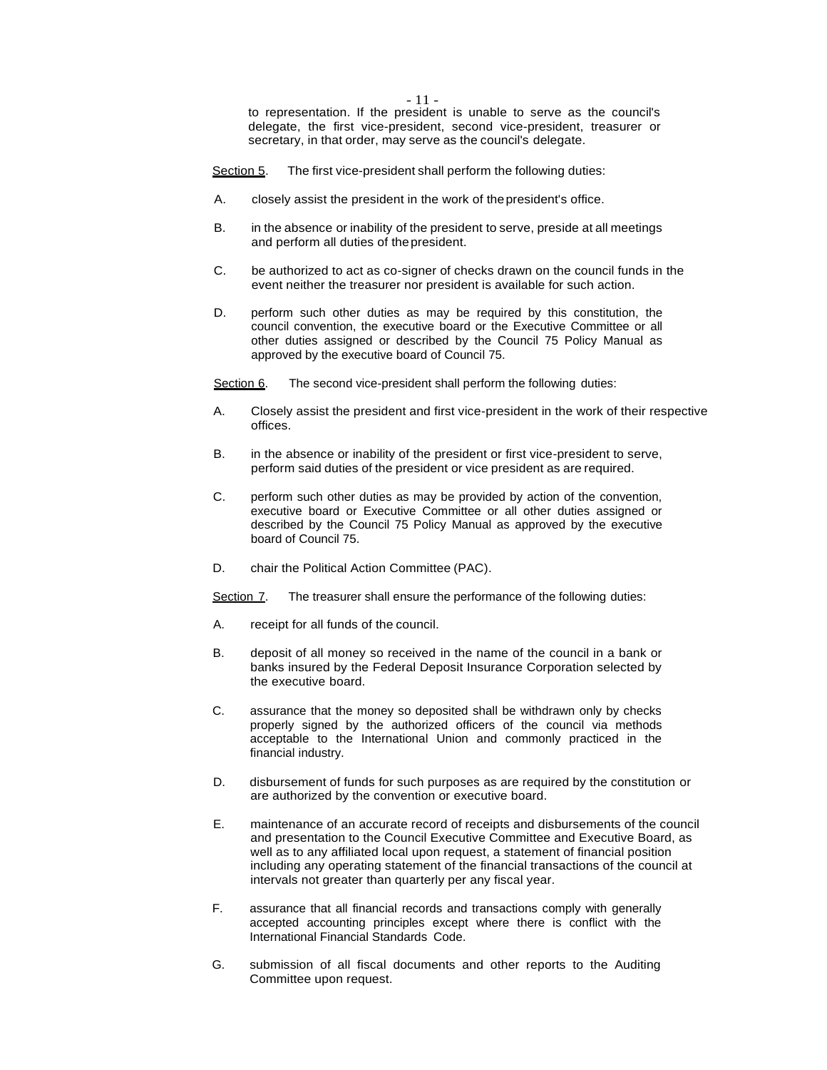to representation. If the president is unable to serve as the council's delegate, the first vice-president, second vice-president, treasurer or secretary, in that order, may serve as the council's delegate.

Section 5. The first vice-president shall perform the following duties:

A. closely assist the president in the work of the president's office.

B. in the absence or inability of the president to serve, preside at all meetings and perform all duties of the president.

C. be authorized to act as co-signer of checks drawn on the council funds in the event neither the treasurer nor president is available for such action.

D. perform such other duties as may be required by this constitution, the council convention, the executive board or the Executive Committee or all other duties assigned or described by the Council 75 Policy Manual as approved by the executive board of Council 75.

Section 6. The second vice-president shall perform the following duties:

A. Closely assist the president and first vice-president in the work of their respective offices.

B. in the absence or inability of the president or first vice-president to serve, perform said duties of the president or vice president as are required.

C. perform such other duties as may be provided by action of the convention, executive board or Executive Committee or all other duties assigned or described by the Council 75 Policy Manual as approved by the executive board of Council 75.

D. chair the Political Action Committee (PAC).

Section 7. The treasurer shall ensure the performance of the following duties:

A. receipt for all funds of the council.

B. deposit of all money so received in the name of the council in a bank or banks insured by the Federal Deposit Insurance Corporation selected by the executive board.

C. assurance that the money so deposited shall be withdrawn only by checks properly signed by the authorized officers of the council via methods acceptable to the International Union and commonly practiced in the financial industry.

D. disbursement of funds for such purposes as are required by the constitution or are authorized by the convention or executive board.

E. maintenance of an accurate record of receipts and disbursements of the council and presentation to the Council Executive Committee and Executive Board, as well as to any affiliated local upon request, a statement of financial position including any operating statement of the financial transactions of the council at intervals not greater than quarterly per any fiscal year.

F. assurance that all financial records and transactions comply with generally accepted accounting principles except where there is conflict with the International Financial Standards Code.

G. submission of all fiscal documents and other reports to the Auditing Committee upon request.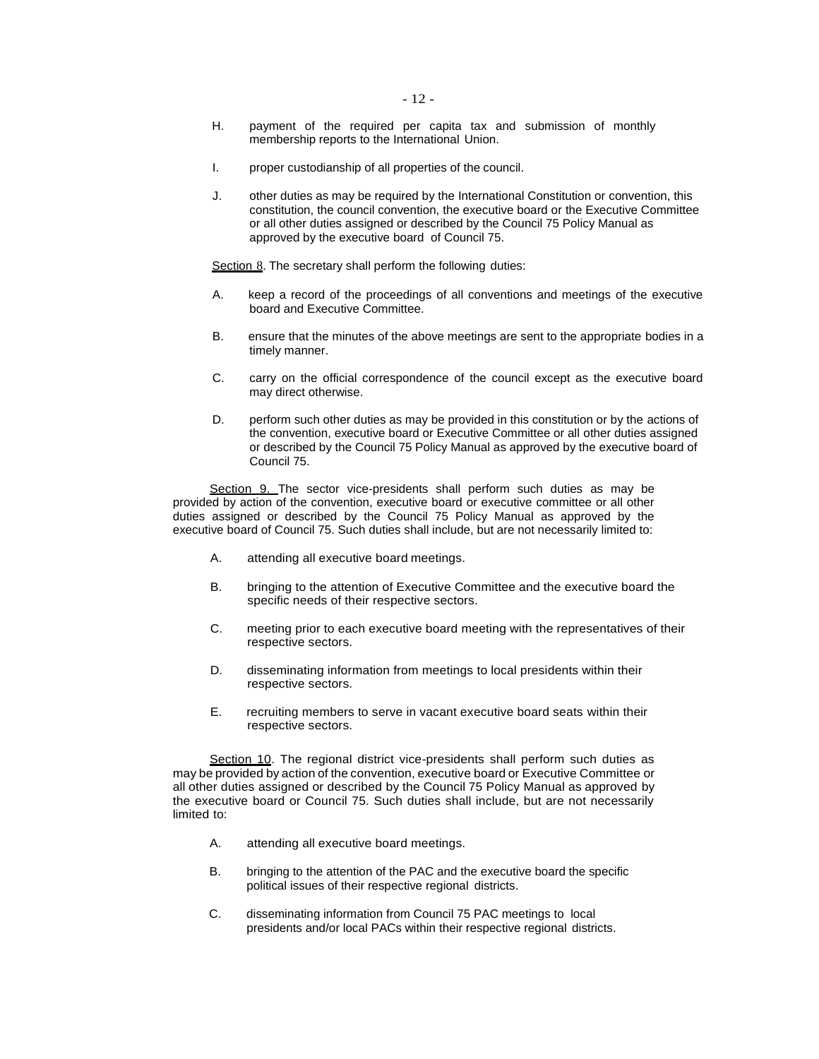H. payment of the required per capita tax and submission of monthly membership reports to the International Union.

I. proper custodianship of all properties of the council.

J. other duties as may be required by the International Constitution or convention, this constitution, the council convention, the executive board or the Executive Committee or all other duties assigned or described by the Council 75 Policy Manual as approved by the executive board of Council 75.

<u>Section 8</u>. The secretary shall perform the following duties:

A. keep a record of the proceedings of all conventions and meetings of the executive board and Executive Committee.

B. ensure that the minutes of the above meetings are sent to the appropriate bodies in a timely manner.

C. carry on the official correspondence of the council except as the executive board may direct otherwise.

D. perform such other duties as may be provided in this constitution or by the actions of the convention, executive board or Executive Committee or all other duties assigned or described by the Council 75 Policy Manual as approved by the executive board of Council 75.

<u>Section 9.</u> The sector vice-presidents shall perform such duties as may be provided by action of the convention, executive board or executive committee or all other duties assigned or described by the Council 75 Policy Manual as approved by the executive board of Council 75. Such duties shall include, but are not necessarily limited to:

A. attending all executive board meetings.

B. bringing to the attention of Executive Committee and the executive board the specific needs of their respective sectors.

C. meeting prior to each executive board meeting with the representatives of their respective sectors.

D. disseminating information from meetings to local presidents within their respective sectors.

E. recruiting members to serve in vacant executive board seats within their respective sectors.

<u>Section 10</u>. The regional district vice-presidents shall perform such duties as may be provided by action of the convention, executive board or Executive Committee or all other duties assigned or described by the Council 75 Policy Manual as approved by the executive board or Council 75. Such duties shall include, but are not necessarily limited to:

A. attending all executive board meetings.

B. bringing to the attention of the PAC and the executive board the specific political issues of their respective regional districts.

C. disseminating information from Council 75 PAC meetings to local presidents and/or local PACs within their respective regional districts.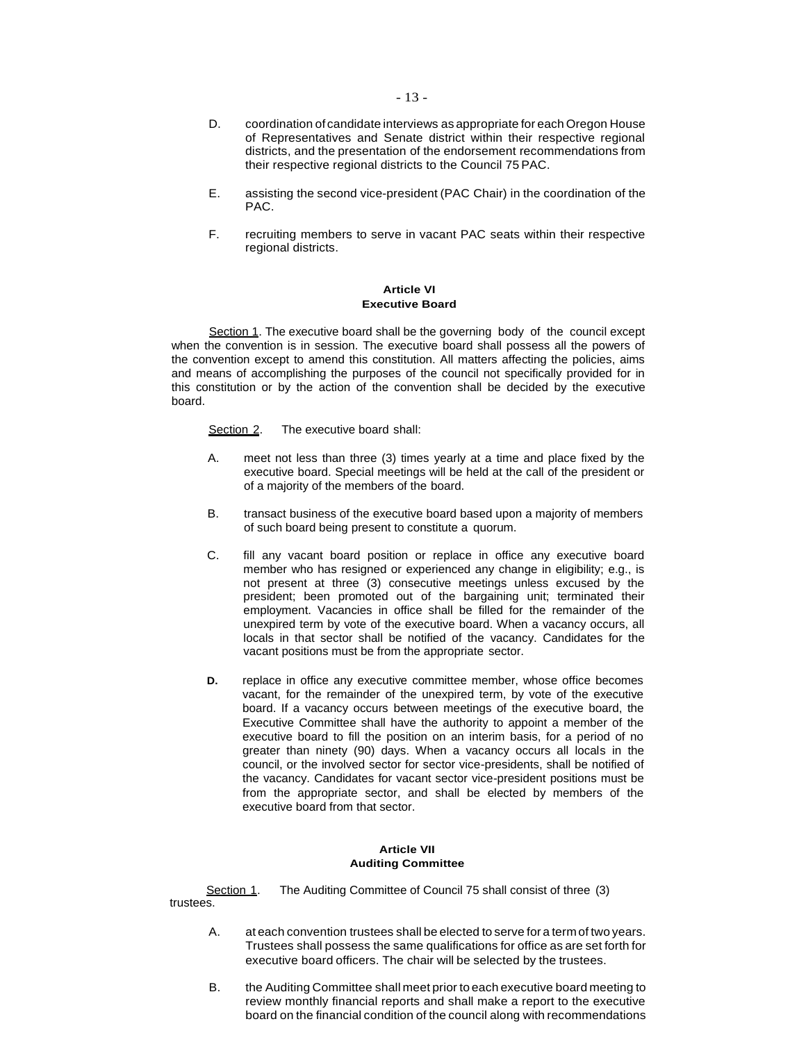D. coordination of candidate interviews as appropriate for each Oregon House of Representatives and Senate district within their respective regional districts, and the presentation of the endorsement recommendations from their respective regional districts to the Council 75 PAC.

E. assisting the second vice-president (PAC Chair) in the coordination of the PAC.

F. recruiting members to serve in vacant PAC seats within their respective regional districts.

## Article VI
## Executive Board

Section 1. The executive board shall be the governing body of the council except when the convention is in session. The executive board shall possess all the powers of the convention except to amend this constitution. All matters affecting the policies, aims and means of accomplishing the purposes of the council not specifically provided for in this constitution or by the action of the convention shall be decided by the executive board.

Section 2. The executive board shall:

A. meet not less than three (3) times yearly at a time and place fixed by the executive board. Special meetings will be held at the call of the president or of a majority of the members of the board.

B. transact business of the executive board based upon a majority of members of such board being present to constitute a quorum.

C. fill any vacant board position or replace in office any executive board member who has resigned or experienced any change in eligibility; e.g., is not present at three (3) consecutive meetings unless excused by the president; been promoted out of the bargaining unit; terminated their employment. Vacancies in office shall be filled for the remainder of the unexpired term by vote of the executive board. When a vacancy occurs, all locals in that sector shall be notified of the vacancy. Candidates for the vacant positions must be from the appropriate sector.

**D.** replace in office any executive committee member, whose office becomes vacant, for the remainder of the unexpired term, by vote of the executive board. If a vacancy occurs between meetings of the executive board, the Executive Committee shall have the authority to appoint a member of the executive board to fill the position on an interim basis, for a period of no greater than ninety (90) days. When a vacancy occurs all locals in the council, or the involved sector for sector vice-presidents, shall be notified of the vacancy. Candidates for vacant sector vice-president positions must be from the appropriate sector, and shall be elected by members of the executive board from that sector.

## Article VII
## Auditing Committee

Section 1. The Auditing Committee of Council 75 shall consist of three (3) trustees.

A. at each convention trustees shall be elected to serve for a term of two years. Trustees shall possess the same qualifications for office as are set forth for executive board officers. The chair will be selected by the trustees.

B. the Auditing Committee shall meet prior to each executive board meeting to review monthly financial reports and shall make a report to the executive board on the financial condition of the council along with recommendations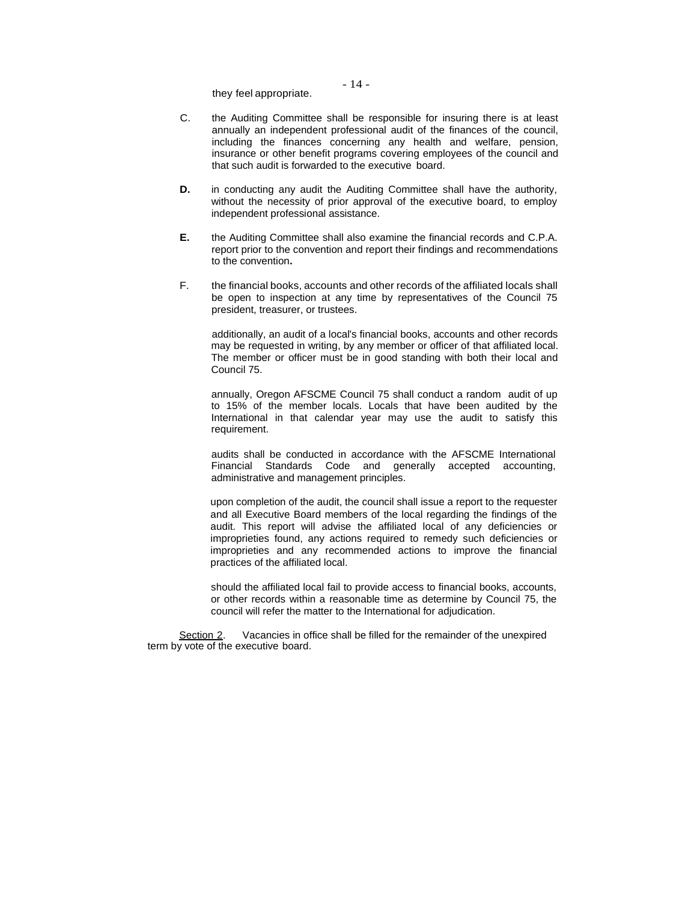they feel appropriate.

C. the Auditing Committee shall be responsible for insuring there is at least annually an independent professional audit of the finances of the council, including the finances concerning any health and welfare, pension, insurance or other benefit programs covering employees of the council and that such audit is forwarded to the executive board.

**D.** in conducting any audit the Auditing Committee shall have the authority, without the necessity of prior approval of the executive board, to employ independent professional assistance.

**E.** the Auditing Committee shall also examine the financial records and C.P.A. report prior to the convention and report their findings and recommendations to the convention**.**

F. the financial books, accounts and other records of the affiliated locals shall be open to inspection at any time by representatives of the Council 75 president, treasurer, or trustees.

additionally, an audit of a local's financial books, accounts and other records may be requested in writing, by any member or officer of that affiliated local. The member or officer must be in good standing with both their local and Council 75.

annually, Oregon AFSCME Council 75 shall conduct a random audit of up to 15% of the member locals. Locals that have been audited by the International in that calendar year may use the audit to satisfy this requirement.

audits shall be conducted in accordance with the AFSCME International Financial Standards Code and generally accepted accounting, administrative and management principles.

upon completion of the audit, the council shall issue a report to the requester and all Executive Board members of the local regarding the findings of the audit. This report will advise the affiliated local of any deficiencies or improprieties found, any actions required to remedy such deficiencies or improprieties and any recommended actions to improve the financial practices of the affiliated local.

should the affiliated local fail to provide access to financial books, accounts, or other records within a reasonable time as determine by Council 75, the council will refer the matter to the International for adjudication.

Section 2. Vacancies in office shall be filled for the remainder of the unexpired term by vote of the executive board.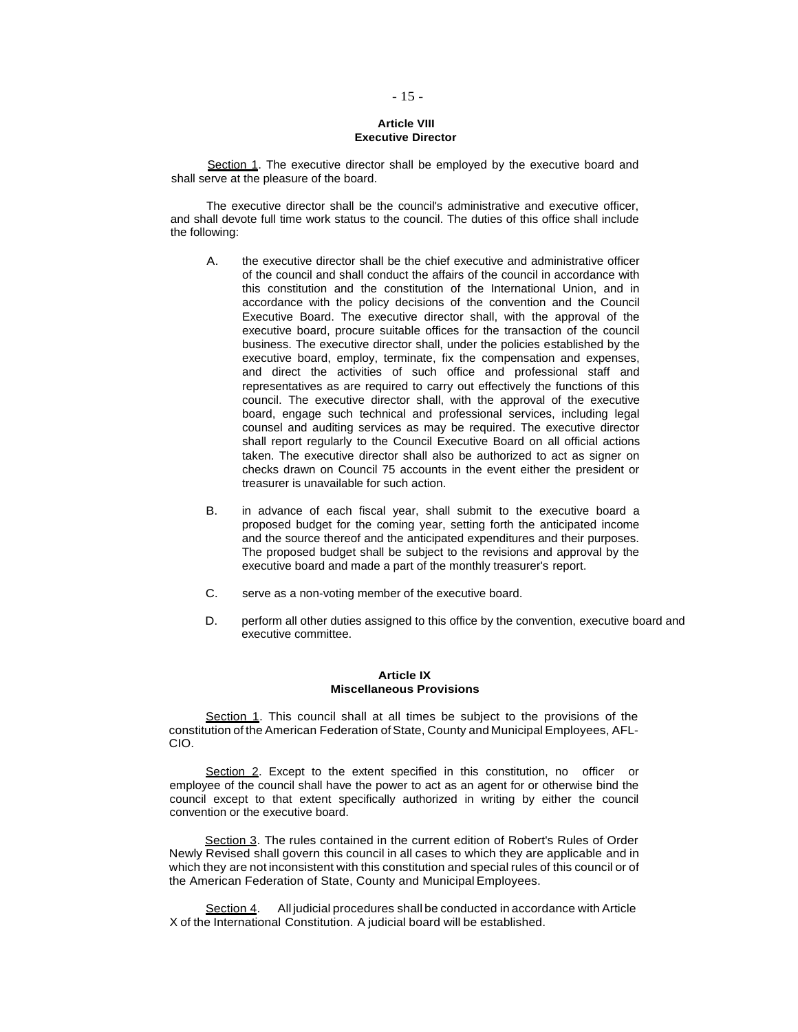## Article VIII
## Executive Director

Section 1. The executive director shall be employed by the executive board and shall serve at the pleasure of the board.

The executive director shall be the council's administrative and executive officer, and shall devote full time work status to the council. The duties of this office shall include the following:

A. the executive director shall be the chief executive and administrative officer of the council and shall conduct the affairs of the council in accordance with this constitution and the constitution of the International Union, and in accordance with the policy decisions of the convention and the Council Executive Board. The executive director shall, with the approval of the executive board, procure suitable offices for the transaction of the council business. The executive director shall, under the policies established by the executive board, employ, terminate, fix the compensation and expenses, and direct the activities of such office and professional staff and representatives as are required to carry out effectively the functions of this council. The executive director shall, with the approval of the executive board, engage such technical and professional services, including legal counsel and auditing services as may be required. The executive director shall report regularly to the Council Executive Board on all official actions taken. The executive director shall also be authorized to act as signer on checks drawn on Council 75 accounts in the event either the president or treasurer is unavailable for such action.

B. in advance of each fiscal year, shall submit to the executive board a proposed budget for the coming year, setting forth the anticipated income and the source thereof and the anticipated expenditures and their purposes. The proposed budget shall be subject to the revisions and approval by the executive board and made a part of the monthly treasurer's report.

C. serve as a non-voting member of the executive board.

D. perform all other duties assigned to this office by the convention, executive board and executive committee.

## Article IX
## Miscellaneous Provisions

Section 1. This council shall at all times be subject to the provisions of the constitution of the American Federation of State, County and Municipal Employees, AFL-CIO.

Section 2. Except to the extent specified in this constitution, no officer or employee of the council shall have the power to act as an agent for or otherwise bind the council except to that extent specifically authorized in writing by either the council convention or the executive board.

Section 3. The rules contained in the current edition of Robert's Rules of Order Newly Revised shall govern this council in all cases to which they are applicable and in which they are not inconsistent with this constitution and special rules of this council or of the American Federation of State, County and Municipal Employees.

Section 4. All judicial procedures shall be conducted in accordance with Article X of the International Constitution. A judicial board will be established.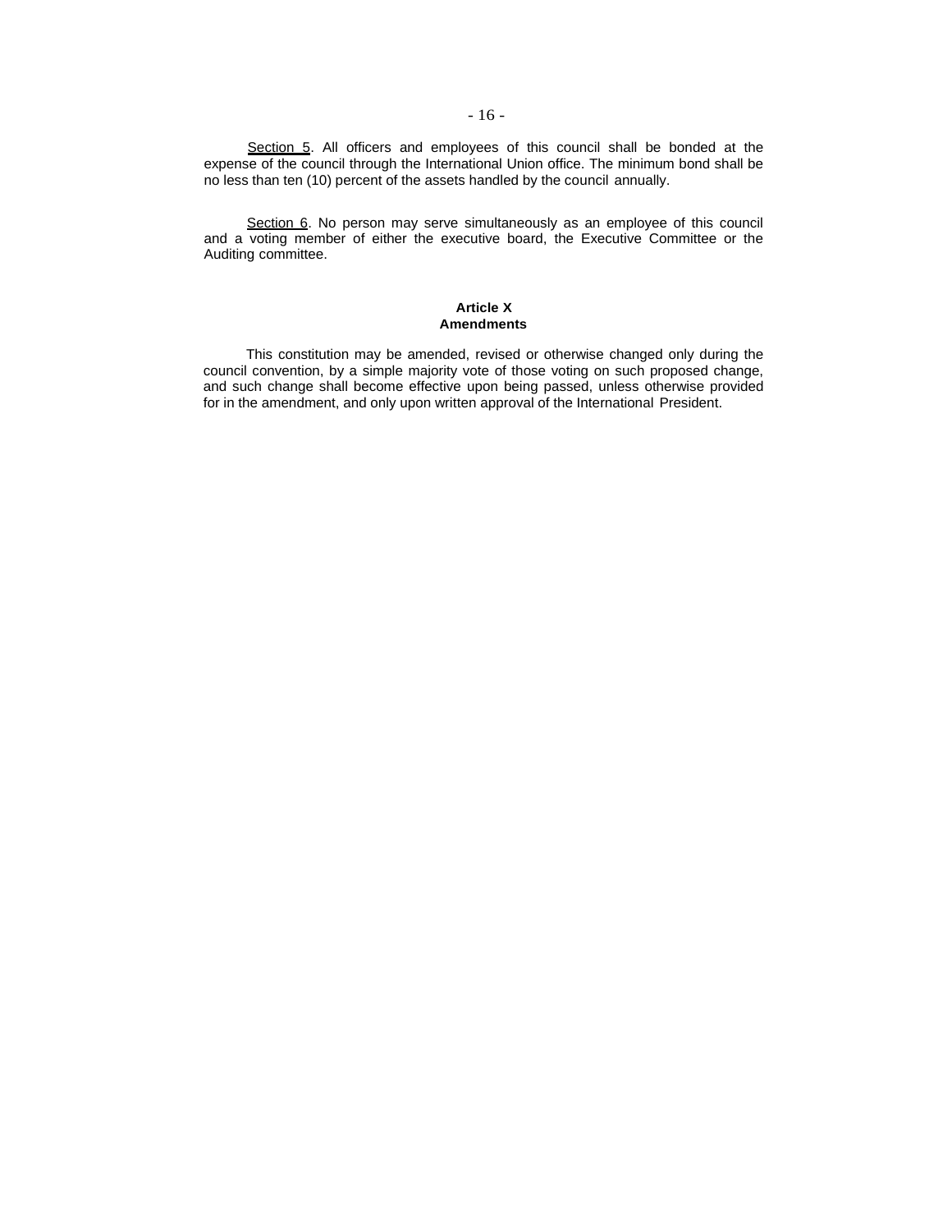<u>Section 5</u>. All officers and employees of this council shall be bonded at the expense of the council through the International Union office. The minimum bond shall be no less than ten (10) percent of the assets handled by the council annually.

<u>Section 6</u>. No person may serve simultaneously as an employee of this council and a voting member of either the executive board, the Executive Committee or the Auditing committee.

## Article X
## Amendments

This constitution may be amended, revised or otherwise changed only during the council convention, by a simple majority vote of those voting on such proposed change, and such change shall become effective upon being passed, unless otherwise provided for in the amendment, and only upon written approval of the International President.